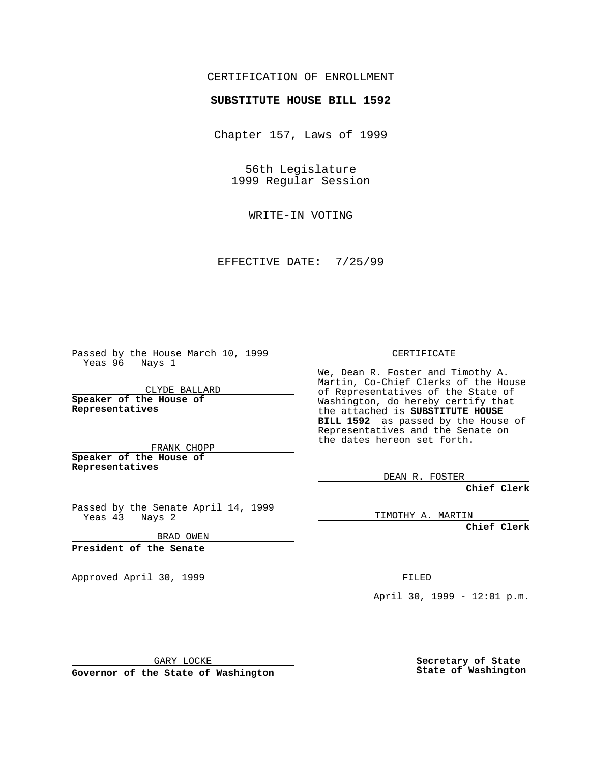CERTIFICATION OF ENROLLMENT

**SUBSTITUTE HOUSE BILL 1592**

Chapter 157, Laws of 1999

56th Legislature
1999 Regular Session

WRITE-IN VOTING

EFFECTIVE DATE: 7/25/99

Passed by the House March 10, 1999
Yeas 96 Nays 1

CLYDE BALLARD
**Speaker of the House of Representatives**

FRANK CHOPP
**Speaker of the House of Representatives**

Passed by the Senate April 14, 1999
Yeas 43 Nays 2

BRAD OWEN
**President of the Senate**

Approved April 30, 1999

GARY LOCKE
**Governor of the State of Washington**

CERTIFICATE

We, Dean R. Foster and Timothy A. Martin, Co-Chief Clerks of the House of Representatives of the State of Washington, do hereby certify that the attached is **SUBSTITUTE HOUSE BILL 1592** as passed by the House of Representatives and the Senate on the dates hereon set forth.

DEAN R. FOSTER
**Chief Clerk**

TIMOTHY A. MARTIN
**Chief Clerk**

FILED

April 30, 1999 - 12:01 p.m.

**Secretary of State**
**State of Washington**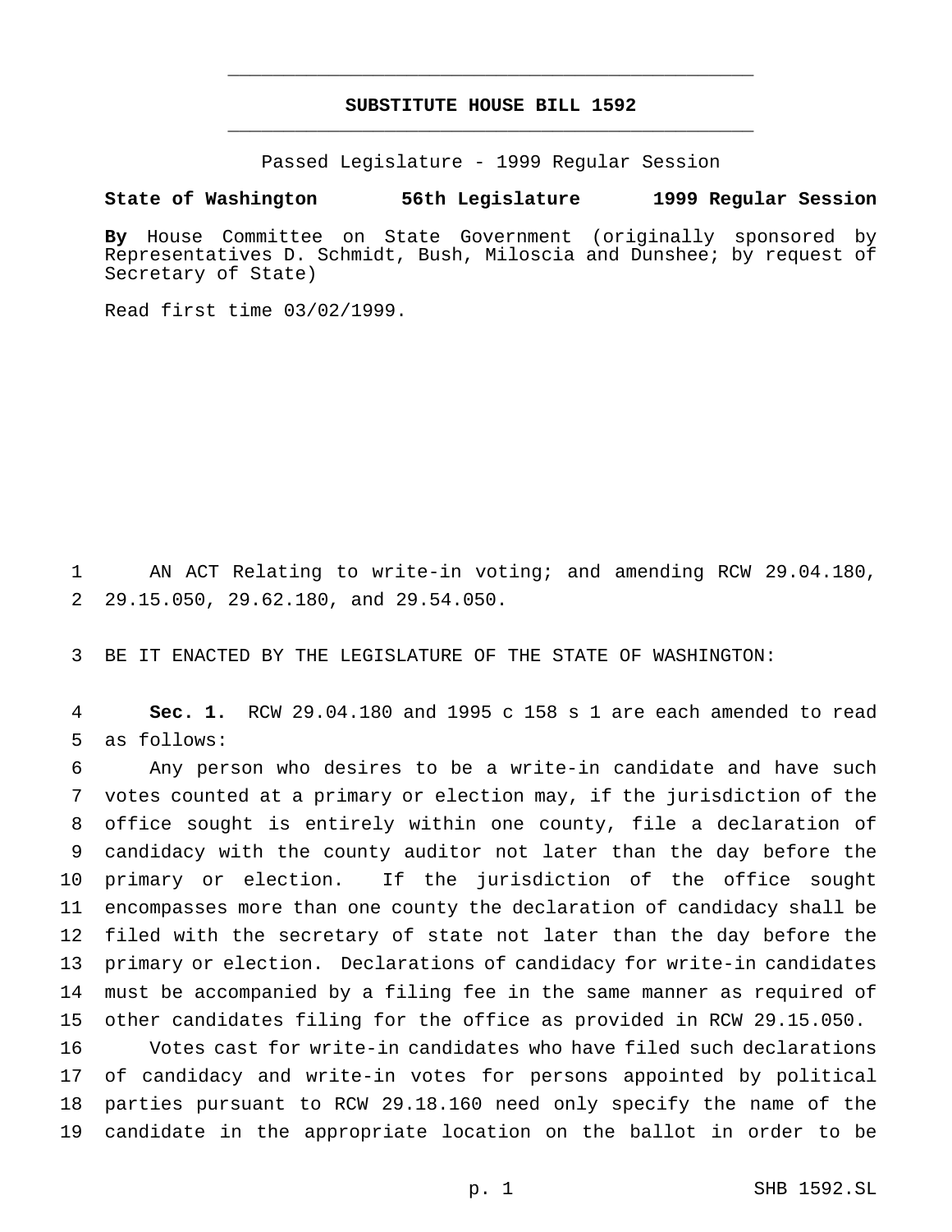# SUBSTITUTE HOUSE BILL 1592

Passed Legislature - 1999 Regular Session

**State of Washington 56th Legislature 1999 Regular Session**

**By** House Committee on State Government (originally sponsored by Representatives D. Schmidt, Bush, Miloscia and Dunshee; by request of Secretary of State)

Read first time 03/02/1999.

AN ACT Relating to write-in voting; and amending RCW 29.04.180, 29.15.050, 29.62.180, and 29.54.050.

BE IT ENACTED BY THE LEGISLATURE OF THE STATE OF WASHINGTON:

**Sec. 1.** RCW 29.04.180 and 1995 c 158 s 1 are each amended to read as follows:

Any person who desires to be a write-in candidate and have such votes counted at a primary or election may, if the jurisdiction of the office sought is entirely within one county, file a declaration of candidacy with the county auditor not later than the day before the primary or election. If the jurisdiction of the office sought encompasses more than one county the declaration of candidacy shall be filed with the secretary of state not later than the day before the primary or election. Declarations of candidacy for write-in candidates must be accompanied by a filing fee in the same manner as required of other candidates filing for the office as provided in RCW 29.15.050.

Votes cast for write-in candidates who have filed such declarations of candidacy and write-in votes for persons appointed by political parties pursuant to RCW 29.18.160 need only specify the name of the candidate in the appropriate location on the ballot in order to be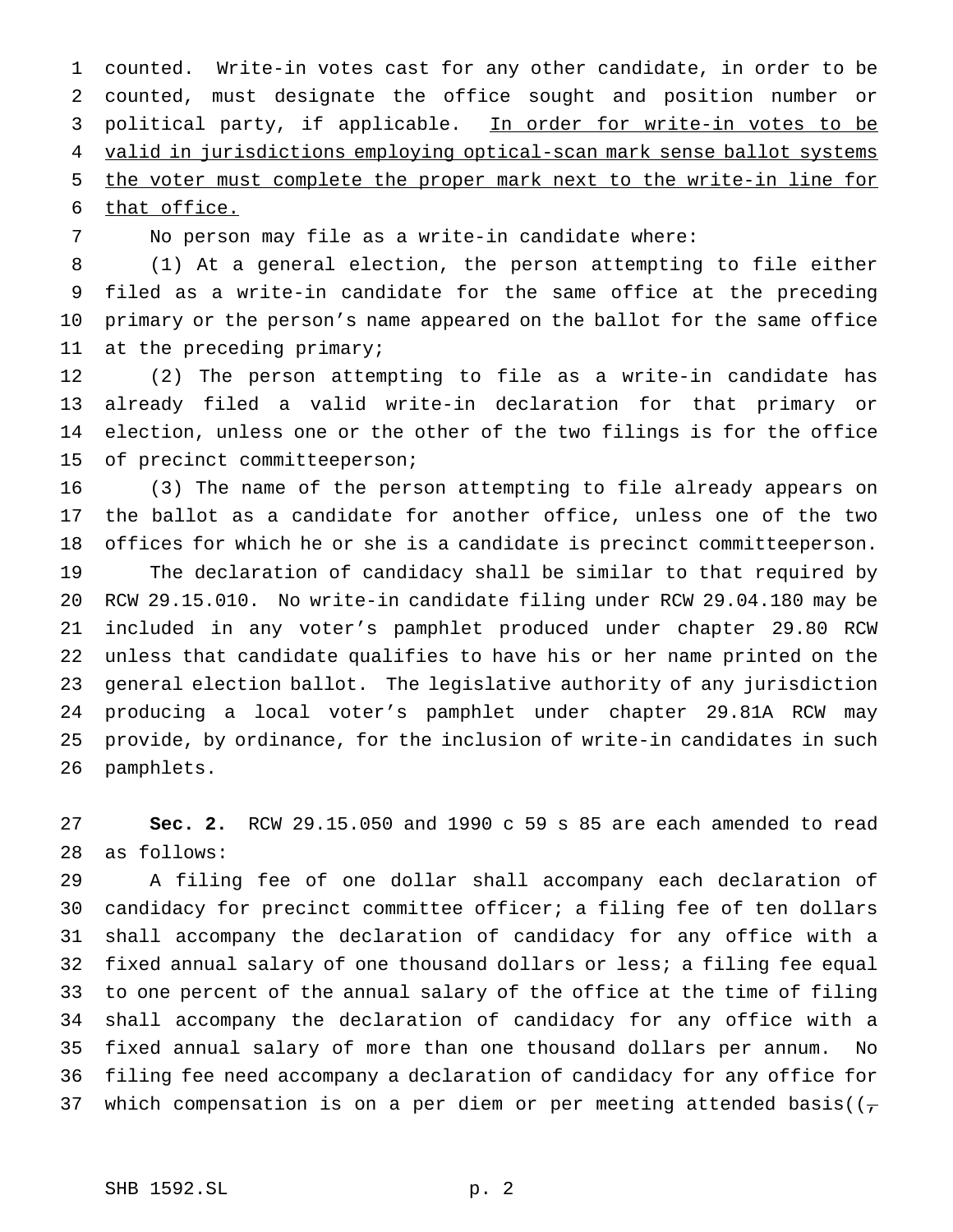counted. Write-in votes cast for any other candidate, in order to be counted, must designate the office sought and position number or political party, if applicable. <u>In order for write-in votes to be valid in jurisdictions employing optical-scan mark sense ballot systems the voter must complete the proper mark next to the write-in line for that office.</u>

No person may file as a write-in candidate where:

(1) At a general election, the person attempting to file either filed as a write-in candidate for the same office at the preceding primary or the person's name appeared on the ballot for the same office at the preceding primary;

(2) The person attempting to file as a write-in candidate has already filed a valid write-in declaration for that primary or election, unless one or the other of the two filings is for the office of precinct committeeperson;

(3) The name of the person attempting to file already appears on the ballot as a candidate for another office, unless one of the two offices for which he or she is a candidate is precinct committeeperson.

The declaration of candidacy shall be similar to that required by RCW 29.15.010. No write-in candidate filing under RCW 29.04.180 may be included in any voter's pamphlet produced under chapter 29.80 RCW unless that candidate qualifies to have his or her name printed on the general election ballot. The legislative authority of any jurisdiction producing a local voter's pamphlet under chapter 29.81A RCW may provide, by ordinance, for the inclusion of write-in candidates in such pamphlets.

**Sec. 2.** RCW 29.15.050 and 1990 c 59 s 85 are each amended to read as follows:

A filing fee of one dollar shall accompany each declaration of candidacy for precinct committee officer; a filing fee of ten dollars shall accompany the declaration of candidacy for any office with a fixed annual salary of one thousand dollars or less; a filing fee equal to one percent of the annual salary of the office at the time of filing shall accompany the declaration of candidacy for any office with a fixed annual salary of more than one thousand dollars per annum. No filing fee need accompany a declaration of candidacy for any office for which compensation is on a per diem or per meeting attended basis((~~,~~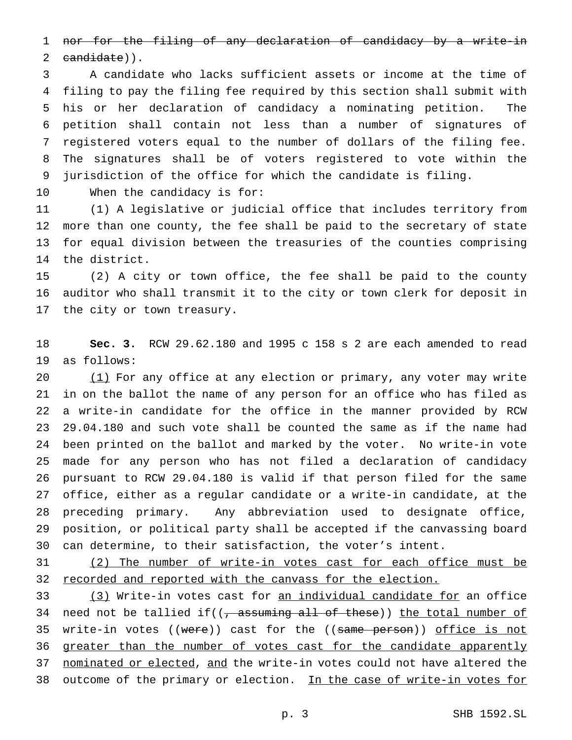~~nor for the filing of any declaration of candidacy by a write-in candidate~~)).

A candidate who lacks sufficient assets or income at the time of filing to pay the filing fee required by this section shall submit with his or her declaration of candidacy a nominating petition. The petition shall contain not less than a number of signatures of registered voters equal to the number of dollars of the filing fee. The signatures shall be of voters registered to vote within the jurisdiction of the office for which the candidate is filing.

When the candidacy is for:

(1) A legislative or judicial office that includes territory from more than one county, the fee shall be paid to the secretary of state for equal division between the treasuries of the counties comprising the district.

(2) A city or town office, the fee shall be paid to the county auditor who shall transmit it to the city or town clerk for deposit in the city or town treasury.

**Sec. 3.** RCW 29.62.180 and 1995 c 158 s 2 are each amended to read as follows:

<u>(1)</u> For any office at any election or primary, any voter may write in on the ballot the name of any person for an office who has filed as a write-in candidate for the office in the manner provided by RCW 29.04.180 and such vote shall be counted the same as if the name had been printed on the ballot and marked by the voter. No write-in vote made for any person who has not filed a declaration of candidacy pursuant to RCW 29.04.180 is valid if that person filed for the same office, either as a regular candidate or a write-in candidate, at the preceding primary. Any abbreviation used to designate office, position, or political party shall be accepted if the canvassing board can determine, to their satisfaction, the voter's intent.

<u>(2) The number of write-in votes cast for each office must be recorded and reported with the canvass for the election.</u>

<u>(3)</u> Write-in votes cast for <u>an individual candidate for</u> an office need not be tallied if((~~, assuming all of these~~)) <u>the total number of</u> write-in votes ((~~were~~)) cast for the ((~~same person~~)) <u>office is not greater than the number of votes cast for the candidate apparently nominated or elected</u>, <u>and</u> the write-in votes could not have altered the outcome of the primary or election. <u>In the case of write-in votes for</u>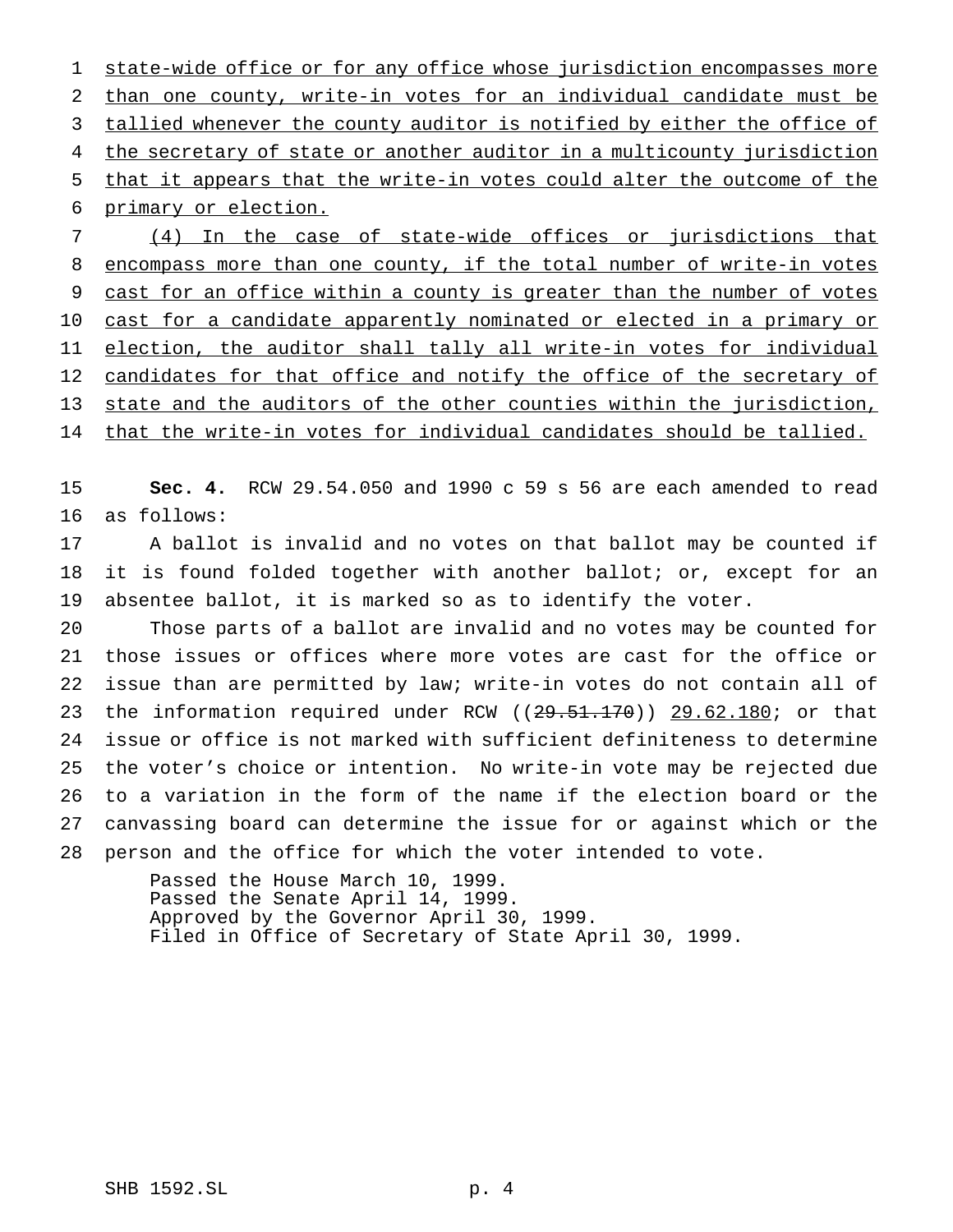state-wide office or for any office whose jurisdiction encompasses more than one county, write-in votes for an individual candidate must be tallied whenever the county auditor is notified by either the office of the secretary of state or another auditor in a multicounty jurisdiction that it appears that the write-in votes could alter the outcome of the primary or election.

(4) In the case of state-wide offices or jurisdictions that encompass more than one county, if the total number of write-in votes cast for an office within a county is greater than the number of votes cast for a candidate apparently nominated or elected in a primary or election, the auditor shall tally all write-in votes for individual candidates for that office and notify the office of the secretary of state and the auditors of the other counties within the jurisdiction, that the write-in votes for individual candidates should be tallied.

**Sec. 4.** RCW 29.54.050 and 1990 c 59 s 56 are each amended to read as follows:

A ballot is invalid and no votes on that ballot may be counted if it is found folded together with another ballot; or, except for an absentee ballot, it is marked so as to identify the voter.

Those parts of a ballot are invalid and no votes may be counted for those issues or offices where more votes are cast for the office or issue than are permitted by law; write-in votes do not contain all of the information required under RCW ((~~29.51.170~~)) 29.62.180; or that issue or office is not marked with sufficient definiteness to determine the voter's choice or intention. No write-in vote may be rejected due to a variation in the form of the name if the election board or the canvassing board can determine the issue for or against which or the person and the office for which the voter intended to vote.

Passed the House March 10, 1999.
Passed the Senate April 14, 1999.
Approved by the Governor April 30, 1999.
Filed in Office of Secretary of State April 30, 1999.